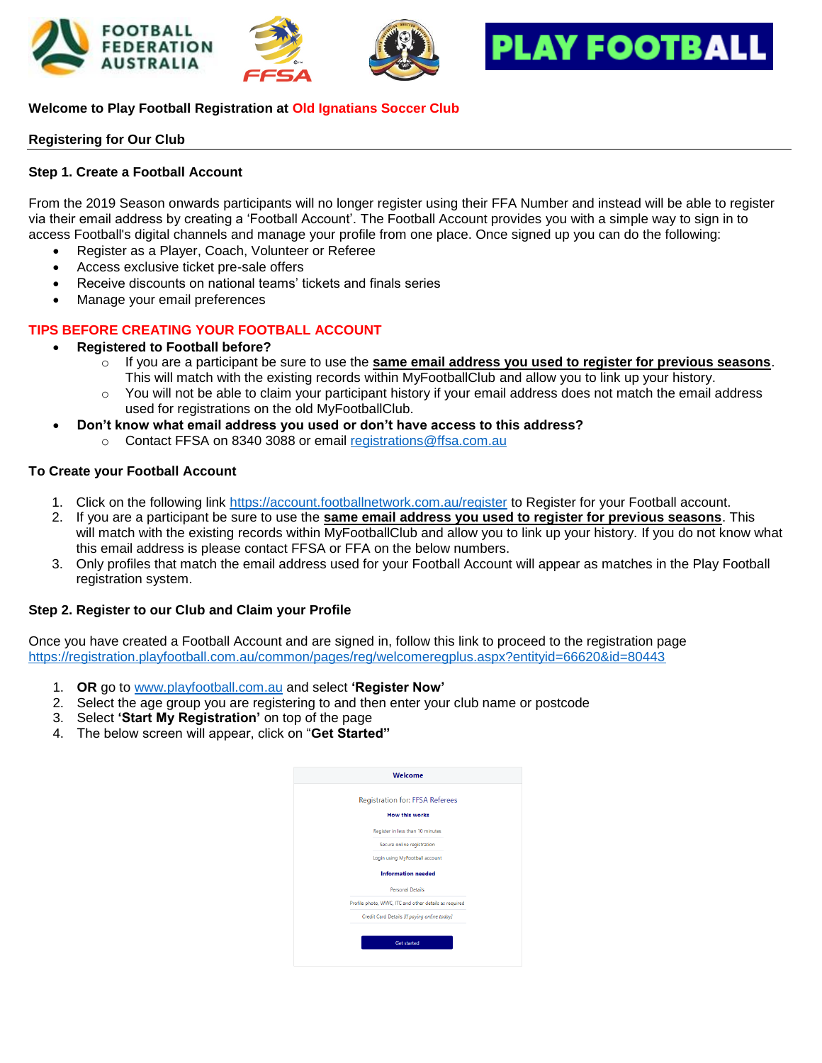**Welcome to Play Football Registration at Old Ignatians Soccer Club**

**Registering for Our Club**

**Step 1. Create a Football Account**

From the 2019 Season onwards participants will no longer register using their FFA Number and instead will be able to register via their email address by creating a 'Football Account'. The Football Account provides you with a simple way to sign in to access Football's digital channels and manage your profile from one place. Once signed up you can do the following:

- Register as a Player, Coach, Volunteer or Referee
- Access exclusive ticket pre-sale offers
- Receive discounts on national teams' tickets and finals series
- Manage your email preferences

**TIPS BEFORE CREATING YOUR FOOTBALL ACCOUNT**

- **Registered to Football before?**
  - If you are a participant be sure to use the **same email address you used to register for previous seasons**. This will match with the existing records within MyFootballClub and allow you to link up your history.
  - You will not be able to claim your participant history if your email address does not match the email address used for registrations on the old MyFootballClub.
- **Don't know what email address you used or don't have access to this address?**
  - Contact FFSA on 8340 3088 or email registrations@ffsa.com.au

**To Create your Football Account**

1. Click on the following link https://account.footballnetwork.com.au/register to Register for your Football account.
2. If you are a participant be sure to use the **same email address you used to register for previous seasons**. This will match with the existing records within MyFootballClub and allow you to link up your history. If you do not know what this email address is please contact FFSA or FFA on the below numbers.
3. Only profiles that match the email address used for your Football Account will appear as matches in the Play Football registration system.

**Step 2. Register to our Club and Claim your Profile**

Once you have created a Football Account and are signed in, follow this link to proceed to the registration page https://registration.playfootball.com.au/common/pages/reg/welcomeregplus.aspx?entityid=66620&id=80443

1. **OR** go to www.playfootball.com.au and select **'Register Now'**
2. Select the age group you are registering to and then enter your club name or postcode
3. Select **'Start My Registration'** on top of the page
4. The below screen will appear, click on "**Get Started"**

Welcome

Registration for: FFSA Referees

How this works

Register in less than 10 minutes

Secure online registration

Login using MyFootball account

Information needed

Personal Details

Profile photo, WWC, ITC and other details as required

Credit Card Details *(if paying online today)*

Get started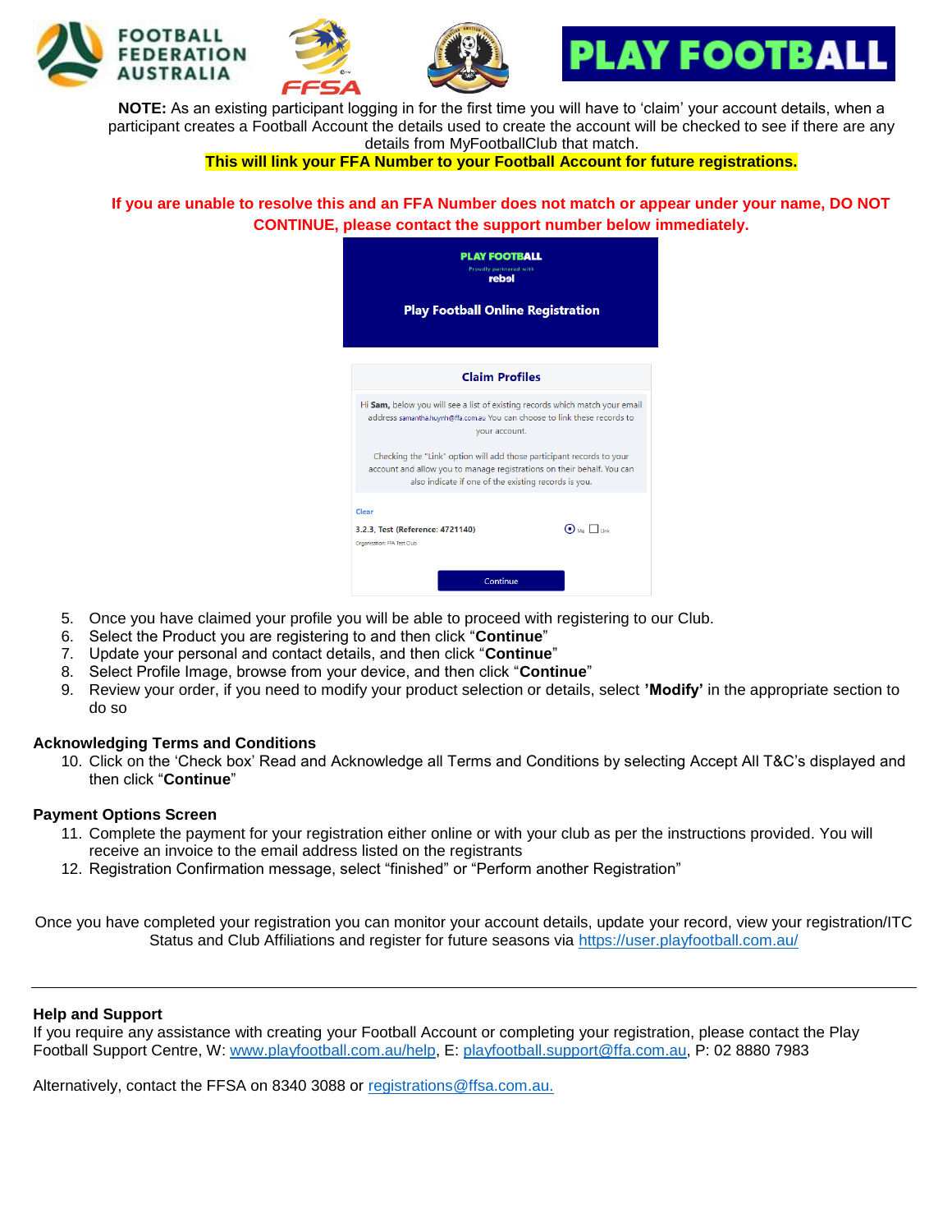**NOTE:** As an existing participant logging in for the first time you will have to 'claim' your account details, when a participant creates a Football Account the details used to create the account will be checked to see if there are any details from MyFootballClub that match.

**This will link your FFA Number to your Football Account for future registrations.**

**If you are unable to resolve this and an FFA Number does not match or appear under your name, DO NOT CONTINUE, please contact the support number below immediately.**

5. Once you have claimed your profile you will be able to proceed with registering to our Club.
6. Select the Product you are registering to and then click "**Continue**"
7. Update your personal and contact details, and then click "**Continue**"
8. Select Profile Image, browse from your device, and then click "**Continue**"
9. Review your order, if you need to modify your product selection or details, select **'Modify'** in the appropriate section to do so

**Acknowledging Terms and Conditions**

10. Click on the 'Check box' Read and Acknowledge all Terms and Conditions by selecting Accept All T&C's displayed and then click "**Continue**"

**Payment Options Screen**

11. Complete the payment for your registration either online or with your club as per the instructions provided. You will receive an invoice to the email address listed on the registrants
12. Registration Confirmation message, select "finished" or "Perform another Registration"

Once you have completed your registration you can monitor your account details, update your record, view your registration/ITC Status and Club Affiliations and register for future seasons via https://user.playfootball.com.au/

---

**Help and Support**

If you require any assistance with creating your Football Account or completing your registration, please contact the Play Football Support Centre, W: www.playfootball.com.au/help, E: playfootball.support@ffa.com.au, P: 02 8880 7983

Alternatively, contact the FFSA on 8340 3088 or registrations@ffsa.com.au.